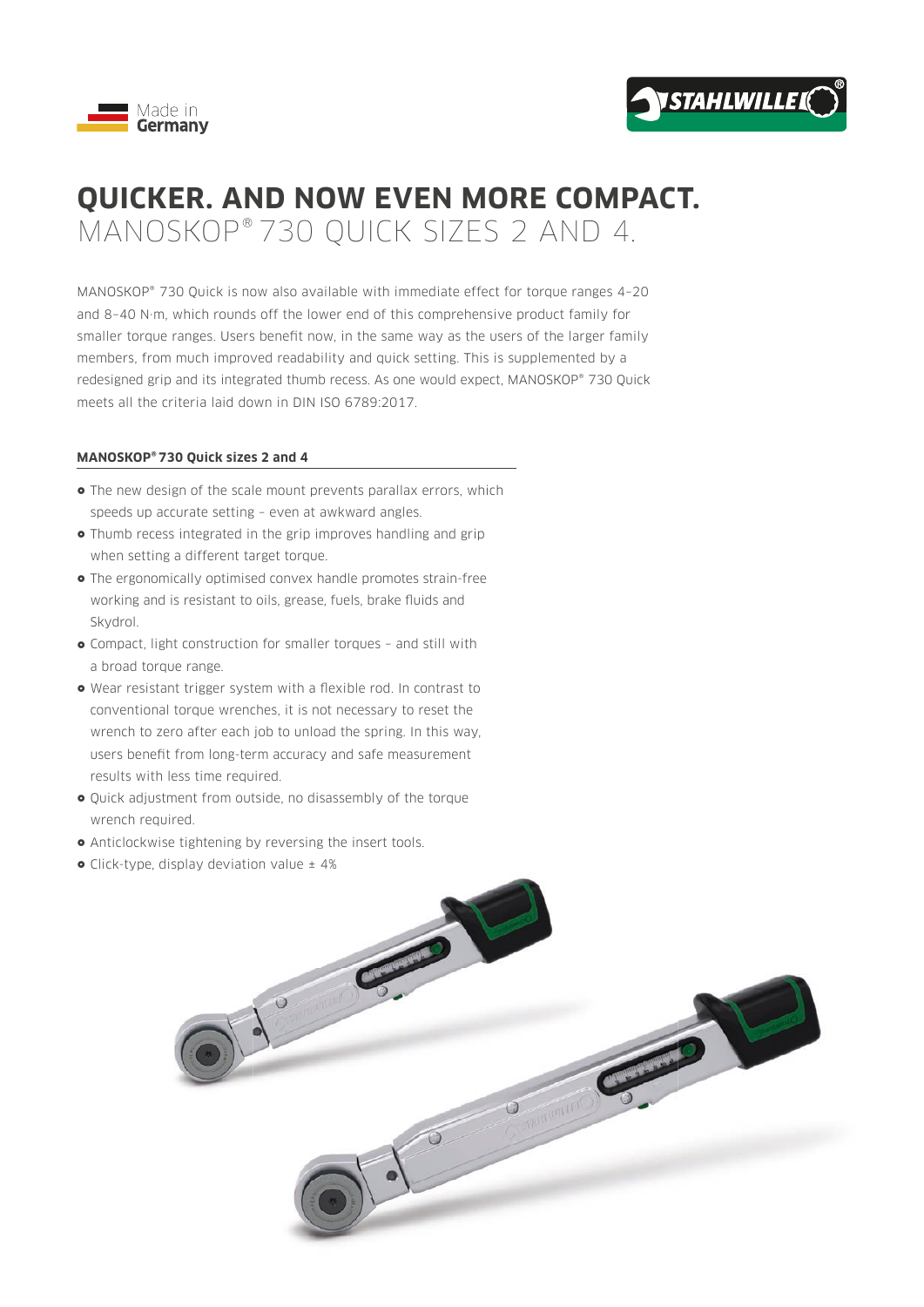Made in Germany

# QUICKER. AND NOW EVEN MORE COMPACT.

## MANOSKOP® 730 QUICK SIZES 2 AND 4.

MANOSKOP® 730 Quick is now also available with immediate effect for torque ranges 4–20 and 8–40 N·m, which rounds off the lower end of this comprehensive product family for smaller torque ranges. Users benefit now, in the same way as the users of the larger family members, from much improved readability and quick setting. This is supplemented by a redesigned grip and its integrated thumb recess. As one would expect, MANOSKOP® 730 Quick meets all the criteria laid down in DIN ISO 6789:2017.

### MANOSKOP® 730 Quick sizes 2 and 4

- The new design of the scale mount prevents parallax errors, which speeds up accurate setting – even at awkward angles.
- Thumb recess integrated in the grip improves handling and grip when setting a different target torque.
- The ergonomically optimised convex handle promotes strain-free working and is resistant to oils, grease, fuels, brake fluids and Skydrol.
- Compact, light construction for smaller torques – and still with a broad torque range.
- Wear resistant trigger system with a flexible rod. In contrast to conventional torque wrenches, it is not necessary to reset the wrench to zero after each job to unload the spring. In this way, users benefit from long-term accuracy and safe measurement results with less time required.
- Quick adjustment from outside, no disassembly of the torque wrench required.
- Anticlockwise tightening by reversing the insert tools.
- Click-type, display deviation value ± 4%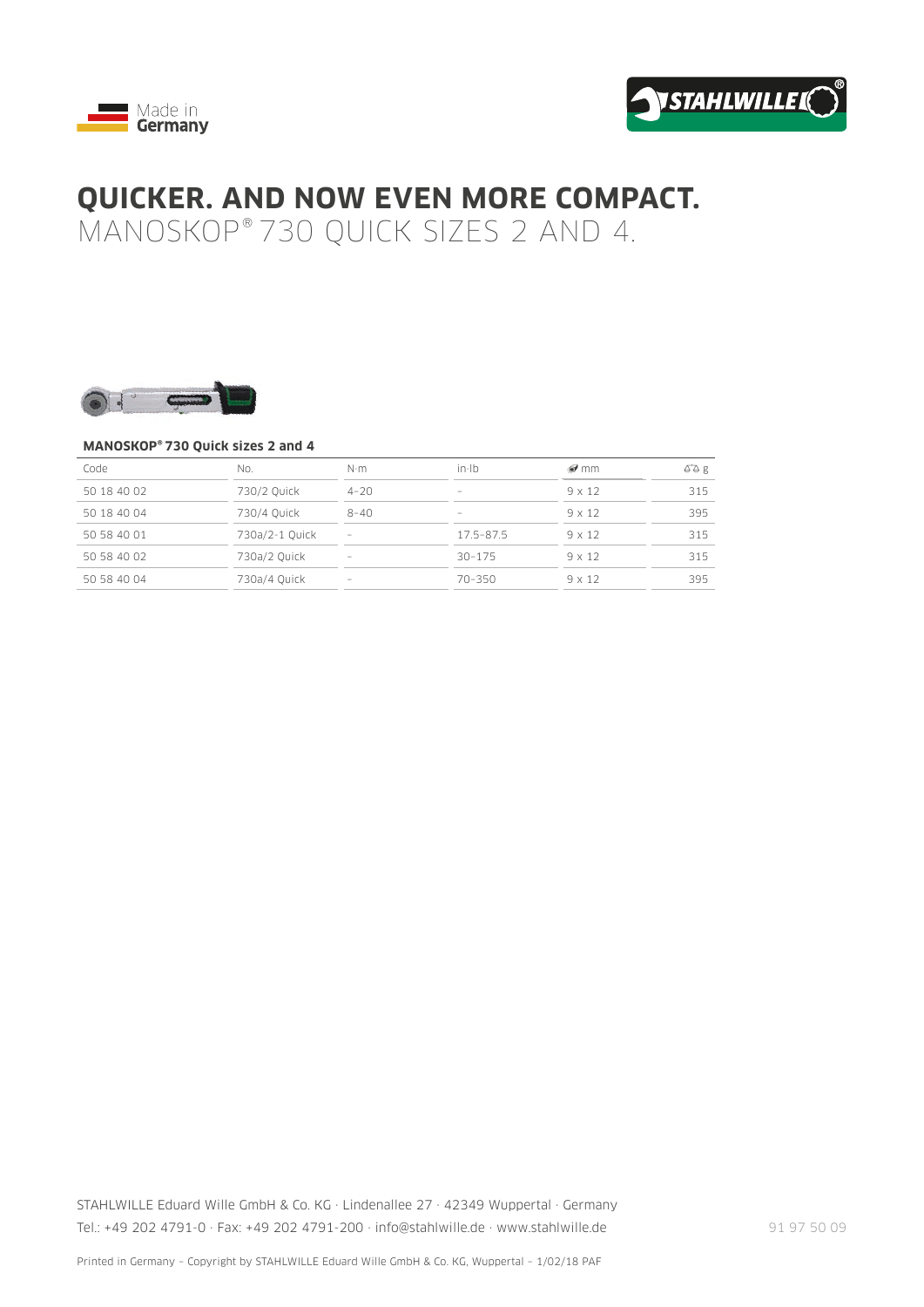# QUICKER. AND NOW EVEN MORE COMPACT.

MANOSKOP® 730 QUICK SIZES 2 AND 4.

**MANOSKOP® 730 Quick sizes 2 and 4**

| Code | No. | N·m | in·lb | mm | g |
|---|---|---|---|---|---|
| 50 18 40 02 | 730/2 Quick | 4–20 | – | 9 x 12 | 315 |
| 50 18 40 04 | 730/4 Quick | 8–40 | – | 9 x 12 | 395 |
| 50 58 40 01 | 730a/2-1 Quick | – | 17.5–87.5 | 9 x 12 | 315 |
| 50 58 40 02 | 730a/2 Quick | – | 30–175 | 9 x 12 | 315 |
| 50 58 40 04 | 730a/4 Quick | – | 70–350 | 9 x 12 | 395 |

STAHLWILLE Eduard Wille GmbH & Co. KG · Lindenallee 27 · 42349 Wuppertal · Germany
Tel.: +49 202 4791-0 · Fax: +49 202 4791-200 · info@stahlwille.de · www.stahlwille.de

91 97 50 09

Printed in Germany – Copyright by STAHLWILLE Eduard Wille GmbH & Co. KG, Wuppertal – 1/02/18 PAF